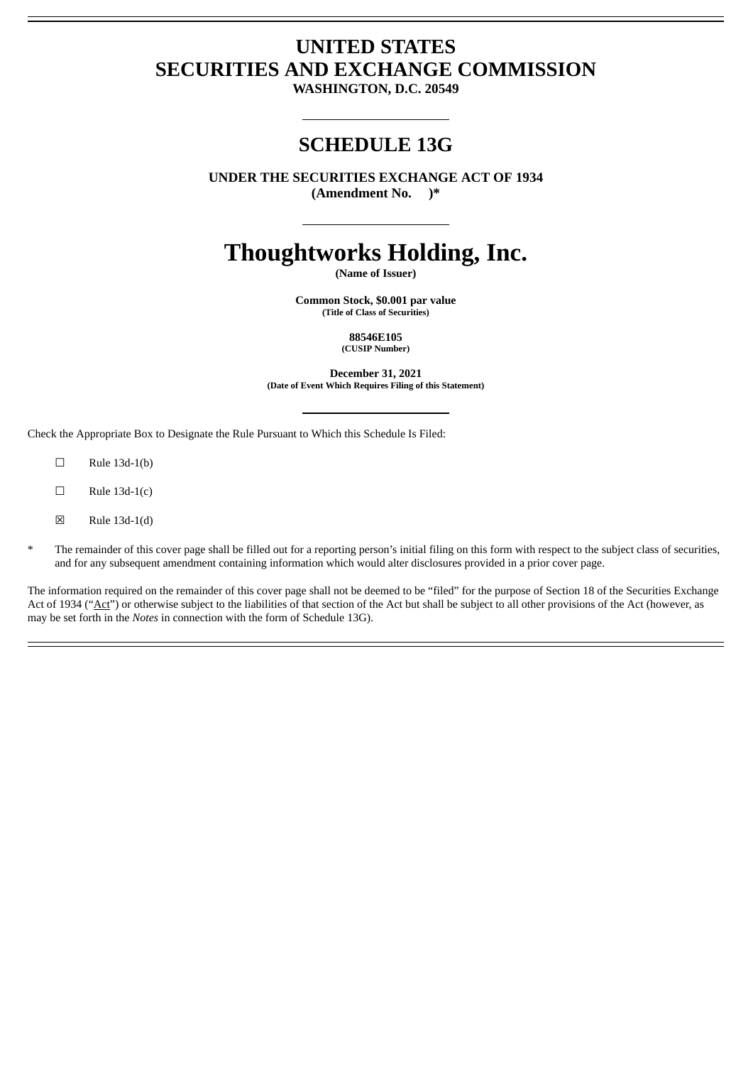# UNITED STATES
# SECURITIES AND EXCHANGE COMMISSION

**WASHINGTON, D.C. 20549**

---

## SCHEDULE 13G

**UNDER THE SECURITIES EXCHANGE ACT OF 1934**
**(Amendment No. )***

---

# Thoughtworks Holding, Inc.

**(Name of Issuer)**

**Common Stock, $0.001 par value**
**(Title of Class of Securities)**

**88546E105**
**(CUSIP Number)**

**December 31, 2021**
**(Date of Event Which Requires Filing of this Statement)**

---

Check the Appropriate Box to Designate the Rule Pursuant to Which this Schedule Is Filed:

☐ Rule 13d-1(b)

☐ Rule 13d-1(c)

☒ Rule 13d-1(d)

\* The remainder of this cover page shall be filled out for a reporting person's initial filing on this form with respect to the subject class of securities, and for any subsequent amendment containing information which would alter disclosures provided in a prior cover page.

The information required on the remainder of this cover page shall not be deemed to be "filed" for the purpose of Section 18 of the Securities Exchange Act of 1934 ("Act") or otherwise subject to the liabilities of that section of the Act but shall be subject to all other provisions of the Act (however, as may be set forth in the *Notes* in connection with the form of Schedule 13G).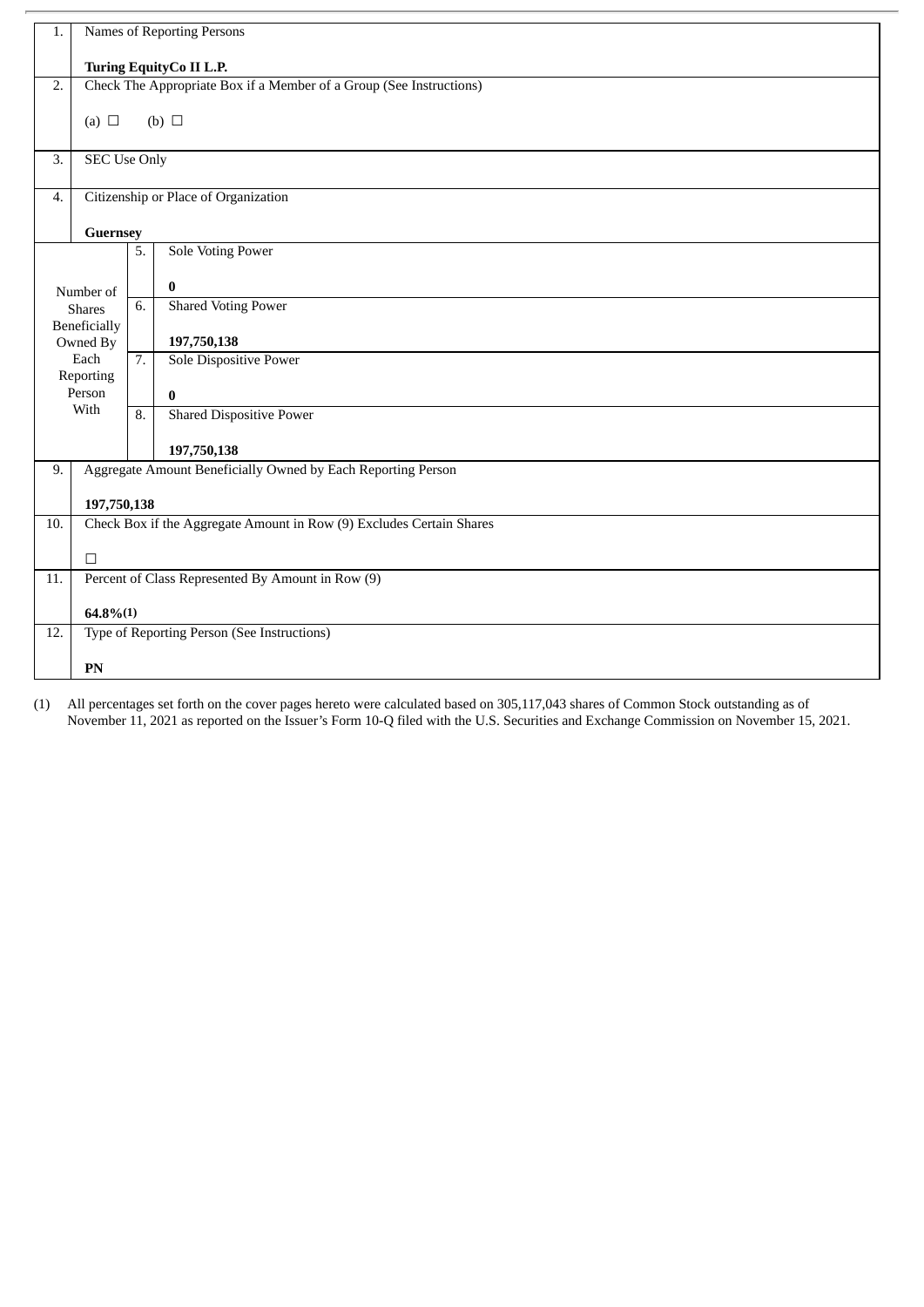| 1. | Names of Reporting Persons<br><br>**Turing EquityCo II L.P.** | | |
|---|---|---|---|
| 2. | Check The Appropriate Box if a Member of a Group (See Instructions)<br><br>(a) ☐ (b) ☐ | | |
| 3. | SEC Use Only | | |
| 4. | Citizenship or Place of Organization<br><br>**Guernsey** | | |
| Number of Shares Beneficially Owned By Each Reporting Person With | | 5. | Sole Voting Power<br><br>**0** |
| | | 6. | Shared Voting Power<br><br>**197,750,138** |
| | | 7. | Sole Dispositive Power<br><br>**0** |
| | | 8. | Shared Dispositive Power<br><br>**197,750,138** |
| 9. | Aggregate Amount Beneficially Owned by Each Reporting Person<br><br>**197,750,138** | | |
| 10. | Check Box if the Aggregate Amount in Row (9) Excludes Certain Shares<br><br>☐ | | |
| 11. | Percent of Class Represented By Amount in Row (9)<br><br>**64.8%(1)** | | |
| 12. | Type of Reporting Person (See Instructions)<br><br>**PN** | | |

(1) All percentages set forth on the cover pages hereto were calculated based on 305,117,043 shares of Common Stock outstanding as of November 11, 2021 as reported on the Issuer's Form 10-Q filed with the U.S. Securities and Exchange Commission on November 15, 2021.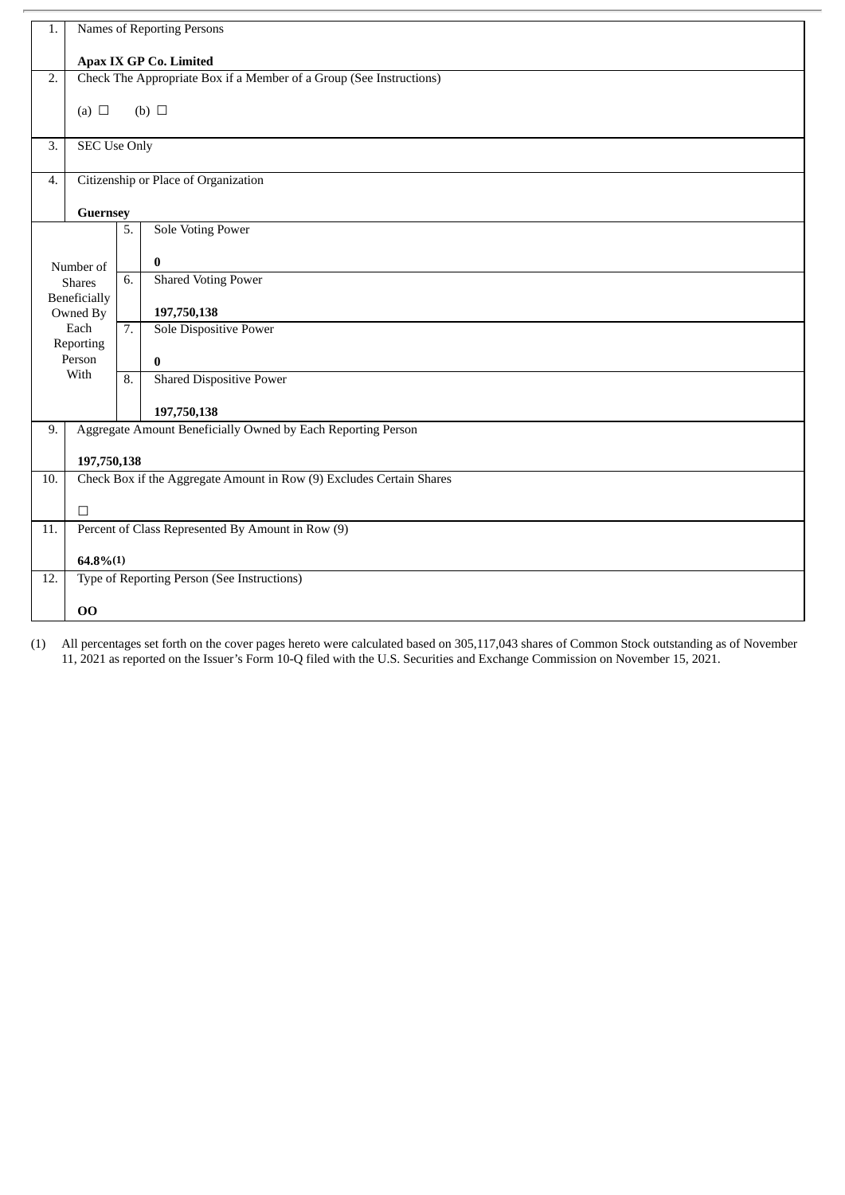| | | | |
|---|---|---|---|
| 1. | Names of Reporting Persons<br><br>**Apax IX GP Co. Limited** | | |
| 2. | Check The Appropriate Box if a Member of a Group (See Instructions)<br><br>(a) ☐ (b) ☐ | | |
| 3. | SEC Use Only | | |
| 4. | Citizenship or Place of Organization<br><br>**Guernsey** | | |
| Number of Shares Beneficially Owned By Each Reporting Person With | | 5. | Sole Voting Power<br><br>**0** |
| | | 6. | Shared Voting Power<br><br>**197,750,138** |
| | | 7. | Sole Dispositive Power<br><br>**0** |
| | | 8. | Shared Dispositive Power<br><br>**197,750,138** |
| 9. | Aggregate Amount Beneficially Owned by Each Reporting Person<br><br>**197,750,138** | | |
| 10. | Check Box if the Aggregate Amount in Row (9) Excludes Certain Shares<br><br>☐ | | |
| 11. | Percent of Class Represented By Amount in Row (9)<br><br>**64.8%(1)** | | |
| 12. | Type of Reporting Person (See Instructions)<br><br>**OO** | | |

(1) All percentages set forth on the cover pages hereto were calculated based on 305,117,043 shares of Common Stock outstanding as of November 11, 2021 as reported on the Issuer's Form 10-Q filed with the U.S. Securities and Exchange Commission on November 15, 2021.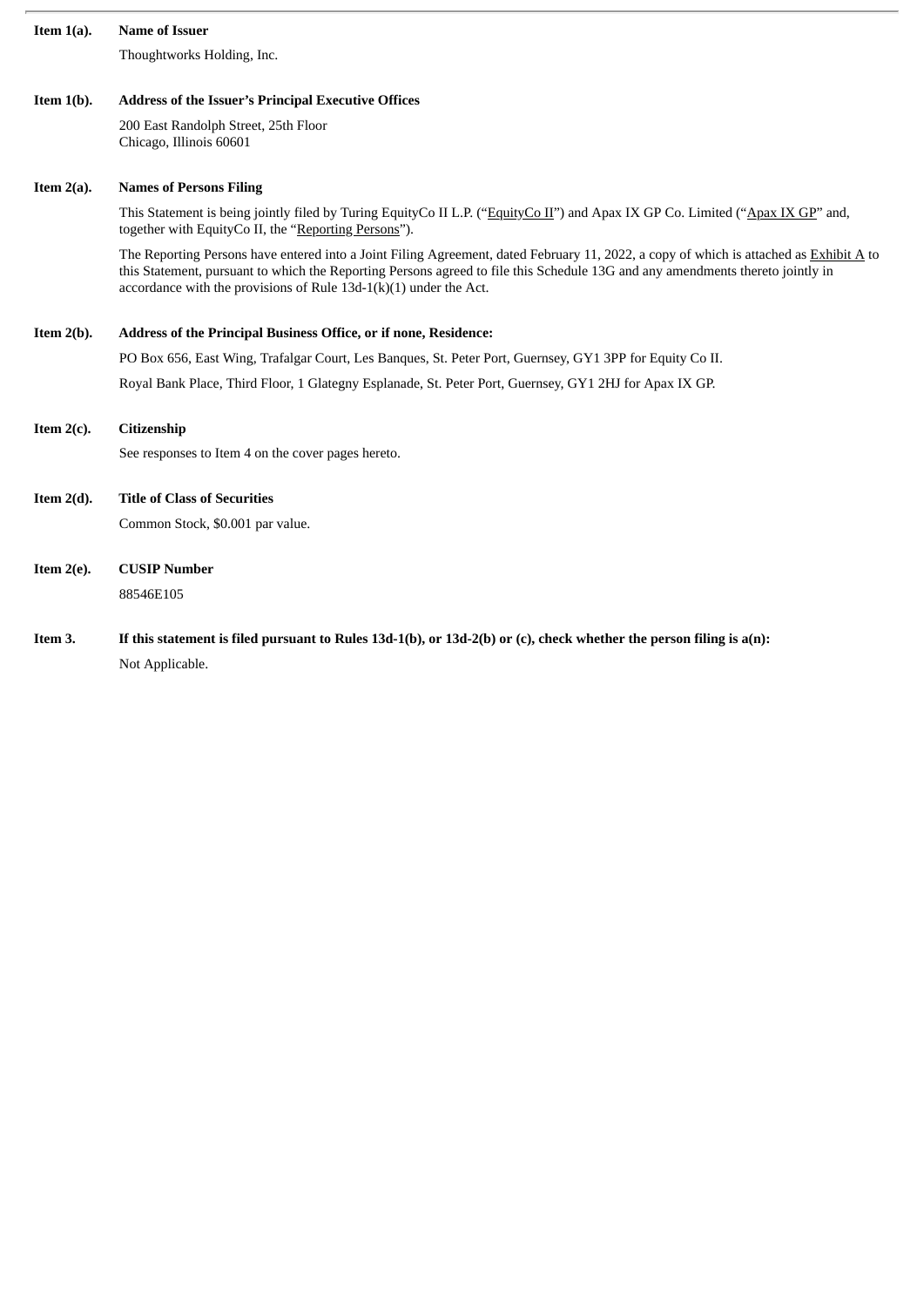**Item 1(a). Name of Issuer**

Thoughtworks Holding, Inc.

**Item 1(b). Address of the Issuer's Principal Executive Offices**

200 East Randolph Street, 25th Floor
Chicago, Illinois 60601

**Item 2(a). Names of Persons Filing**

This Statement is being jointly filed by Turing EquityCo II L.P. ("EquityCo II") and Apax IX GP Co. Limited ("Apax IX GP" and, together with EquityCo II, the "Reporting Persons").

The Reporting Persons have entered into a Joint Filing Agreement, dated February 11, 2022, a copy of which is attached as Exhibit A to this Statement, pursuant to which the Reporting Persons agreed to file this Schedule 13G and any amendments thereto jointly in accordance with the provisions of Rule 13d-1(k)(1) under the Act.

**Item 2(b). Address of the Principal Business Office, or if none, Residence:**

PO Box 656, East Wing, Trafalgar Court, Les Banques, St. Peter Port, Guernsey, GY1 3PP for Equity Co II.

Royal Bank Place, Third Floor, 1 Glategny Esplanade, St. Peter Port, Guernsey, GY1 2HJ for Apax IX GP.

**Item 2(c). Citizenship**

See responses to Item 4 on the cover pages hereto.

**Item 2(d). Title of Class of Securities**

Common Stock, $0.001 par value.

**Item 2(e). CUSIP Number**

88546E105

**Item 3. If this statement is filed pursuant to Rules 13d-1(b), or 13d-2(b) or (c), check whether the person filing is a(n):**

Not Applicable.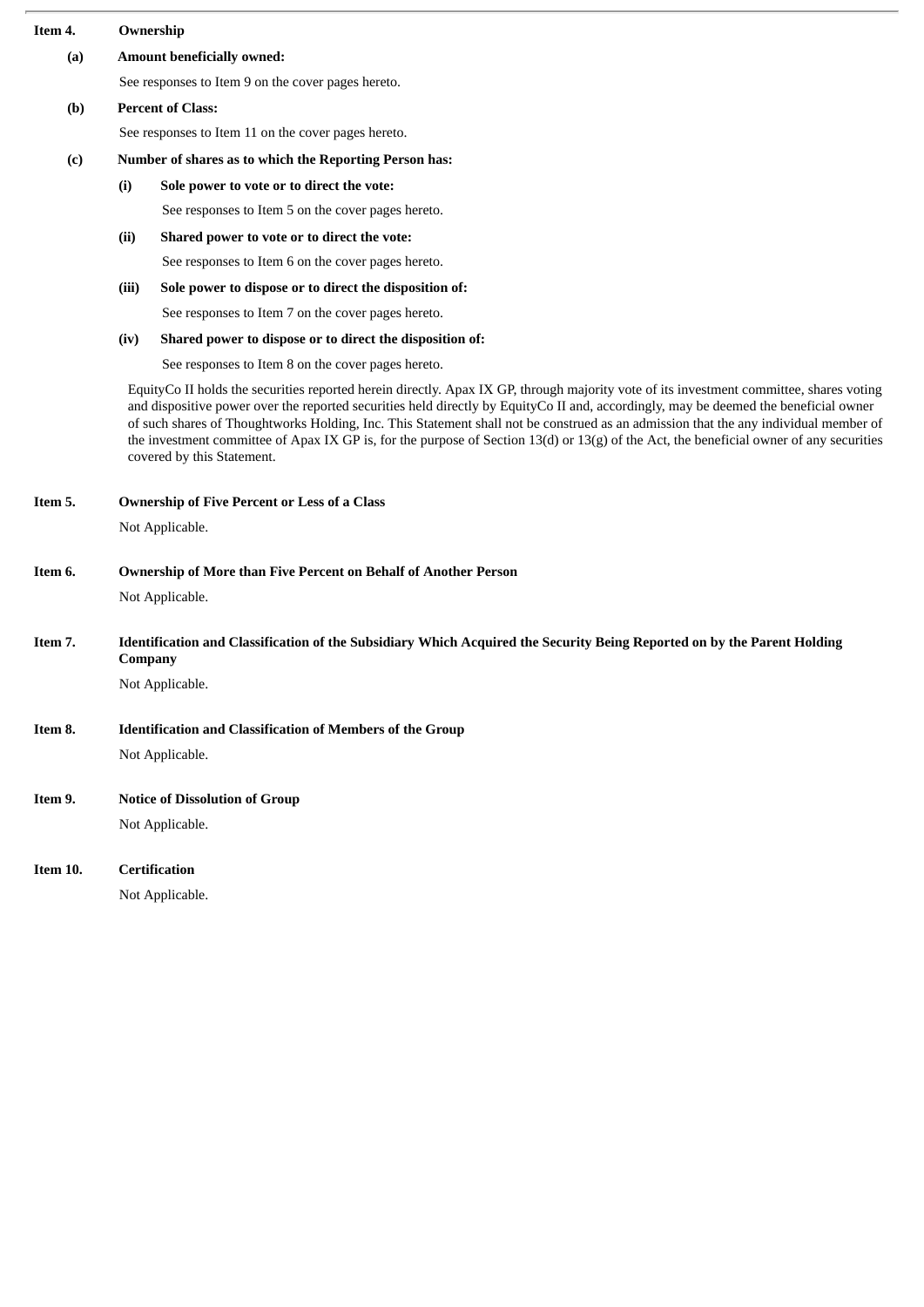**Item 4. Ownership**

**(a) Amount beneficially owned:**

See responses to Item 9 on the cover pages hereto.

**(b) Percent of Class:**

See responses to Item 11 on the cover pages hereto.

**(c) Number of shares as to which the Reporting Person has:**

**(i) Sole power to vote or to direct the vote:**

See responses to Item 5 on the cover pages hereto.

**(ii) Shared power to vote or to direct the vote:**

See responses to Item 6 on the cover pages hereto.

**(iii) Sole power to dispose or to direct the disposition of:**

See responses to Item 7 on the cover pages hereto.

**(iv) Shared power to dispose or to direct the disposition of:**

See responses to Item 8 on the cover pages hereto.

EquityCo II holds the securities reported herein directly. Apax IX GP, through majority vote of its investment committee, shares voting and dispositive power over the reported securities held directly by EquityCo II and, accordingly, may be deemed the beneficial owner of such shares of Thoughtworks Holding, Inc. This Statement shall not be construed as an admission that the any individual member of the investment committee of Apax IX GP is, for the purpose of Section 13(d) or 13(g) of the Act, the beneficial owner of any securities covered by this Statement.

**Item 5. Ownership of Five Percent or Less of a Class**

Not Applicable.

**Item 6. Ownership of More than Five Percent on Behalf of Another Person**

Not Applicable.

**Item 7. Identification and Classification of the Subsidiary Which Acquired the Security Being Reported on by the Parent Holding Company**

Not Applicable.

**Item 8. Identification and Classification of Members of the Group**

Not Applicable.

**Item 9. Notice of Dissolution of Group**

Not Applicable.

**Item 10. Certification**

Not Applicable.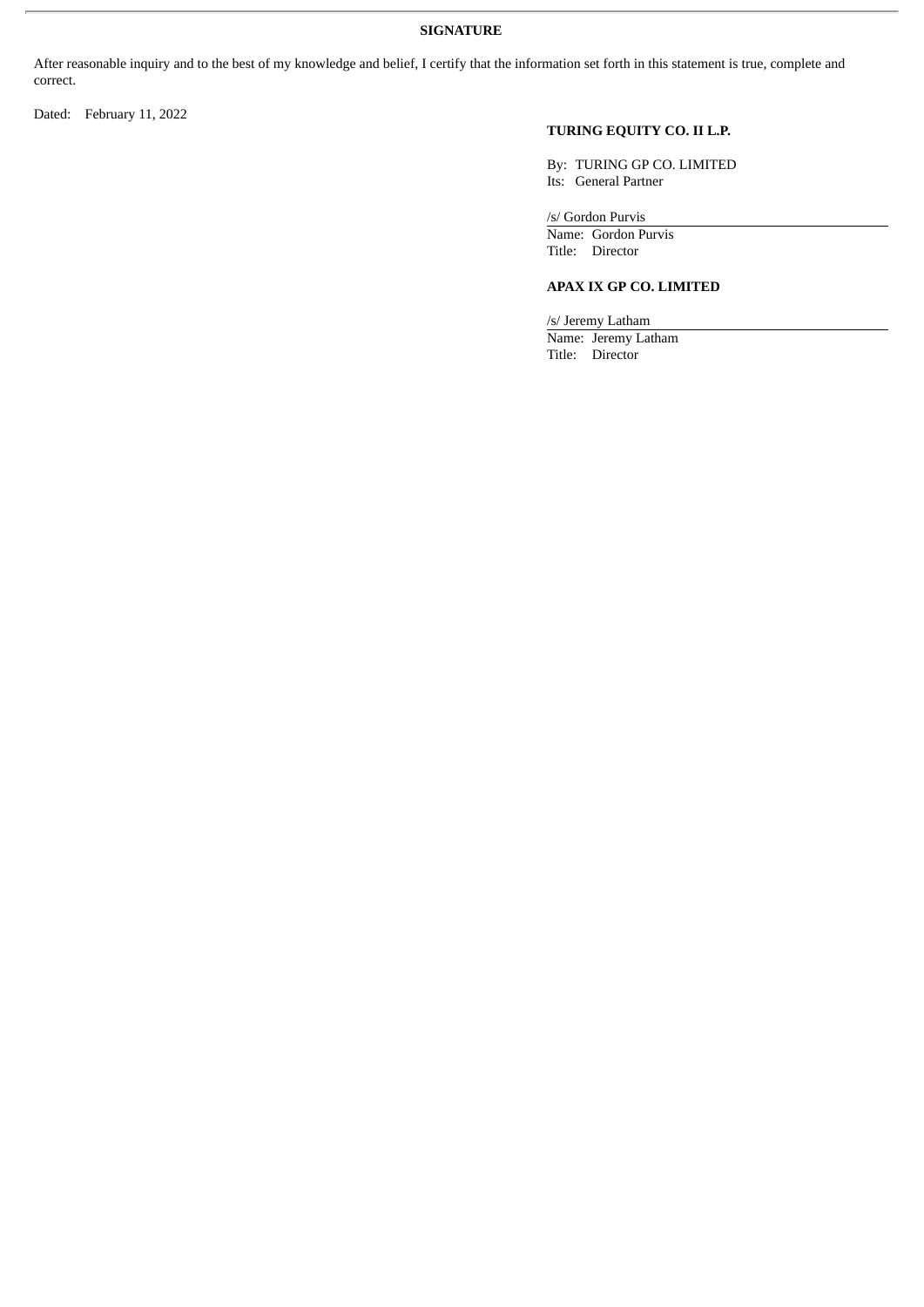**SIGNATURE**

After reasonable inquiry and to the best of my knowledge and belief, I certify that the information set forth in this statement is true, complete and correct.

Dated: February 11, 2022

**TURING EQUITY CO. II L.P.**

By: TURING GP CO. LIMITED
Its: General Partner

/s/ Gordon Purvis
Name: Gordon Purvis
Title: Director

**APAX IX GP CO. LIMITED**

/s/ Jeremy Latham
Name: Jeremy Latham
Title: Director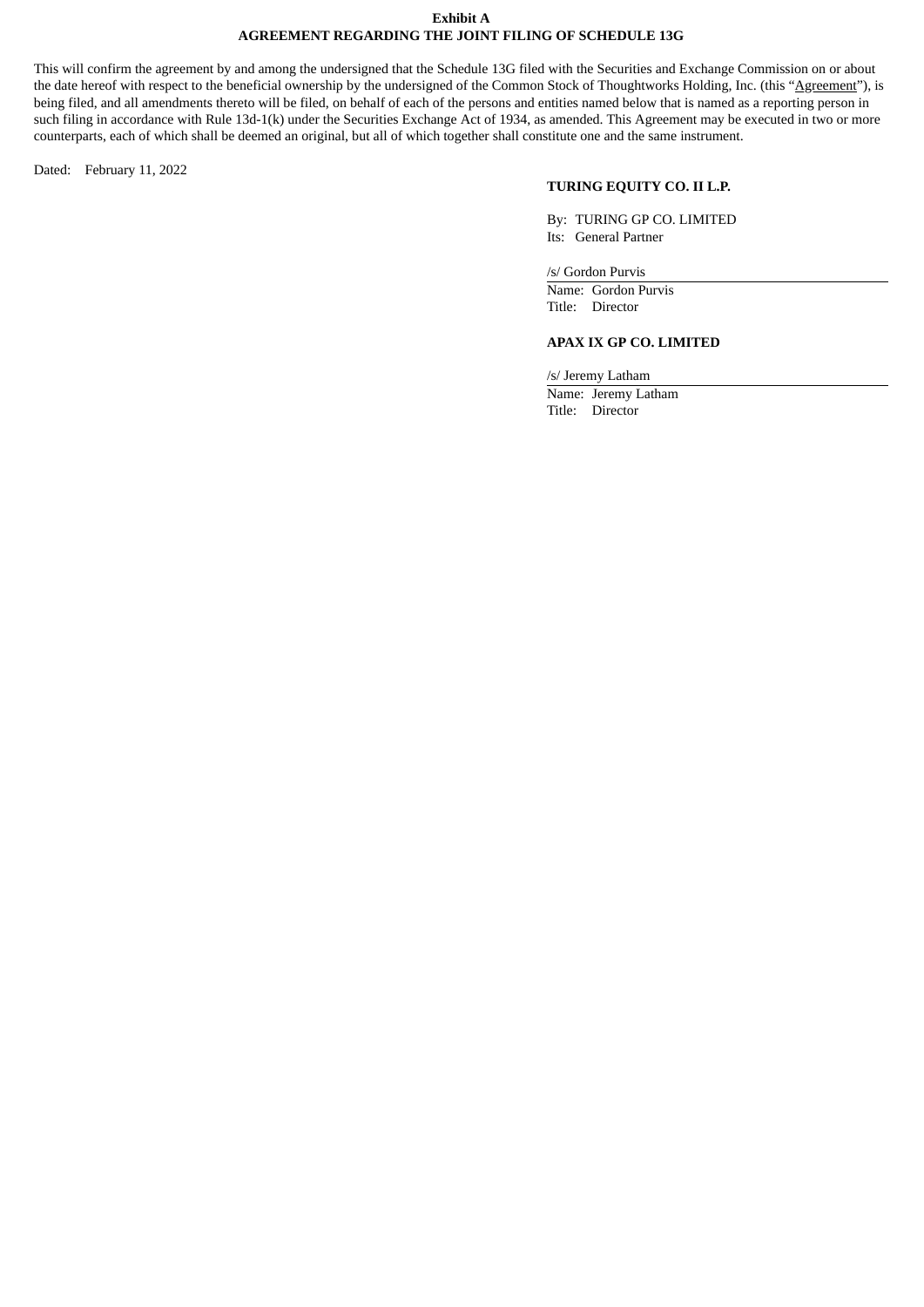**Exhibit A**
**AGREEMENT REGARDING THE JOINT FILING OF SCHEDULE 13G**

This will confirm the agreement by and among the undersigned that the Schedule 13G filed with the Securities and Exchange Commission on or about the date hereof with respect to the beneficial ownership by the undersigned of the Common Stock of Thoughtworks Holding, Inc. (this "Agreement"), is being filed, and all amendments thereto will be filed, on behalf of each of the persons and entities named below that is named as a reporting person in such filing in accordance with Rule 13d-1(k) under the Securities Exchange Act of 1934, as amended. This Agreement may be executed in two or more counterparts, each of which shall be deemed an original, but all of which together shall constitute one and the same instrument.

Dated: February 11, 2022

**TURING EQUITY CO. II L.P.**

By: TURING GP CO. LIMITED
Its: General Partner

/s/ Gordon Purvis
Name: Gordon Purvis
Title: Director

**APAX IX GP CO. LIMITED**

/s/ Jeremy Latham
Name: Jeremy Latham
Title: Director